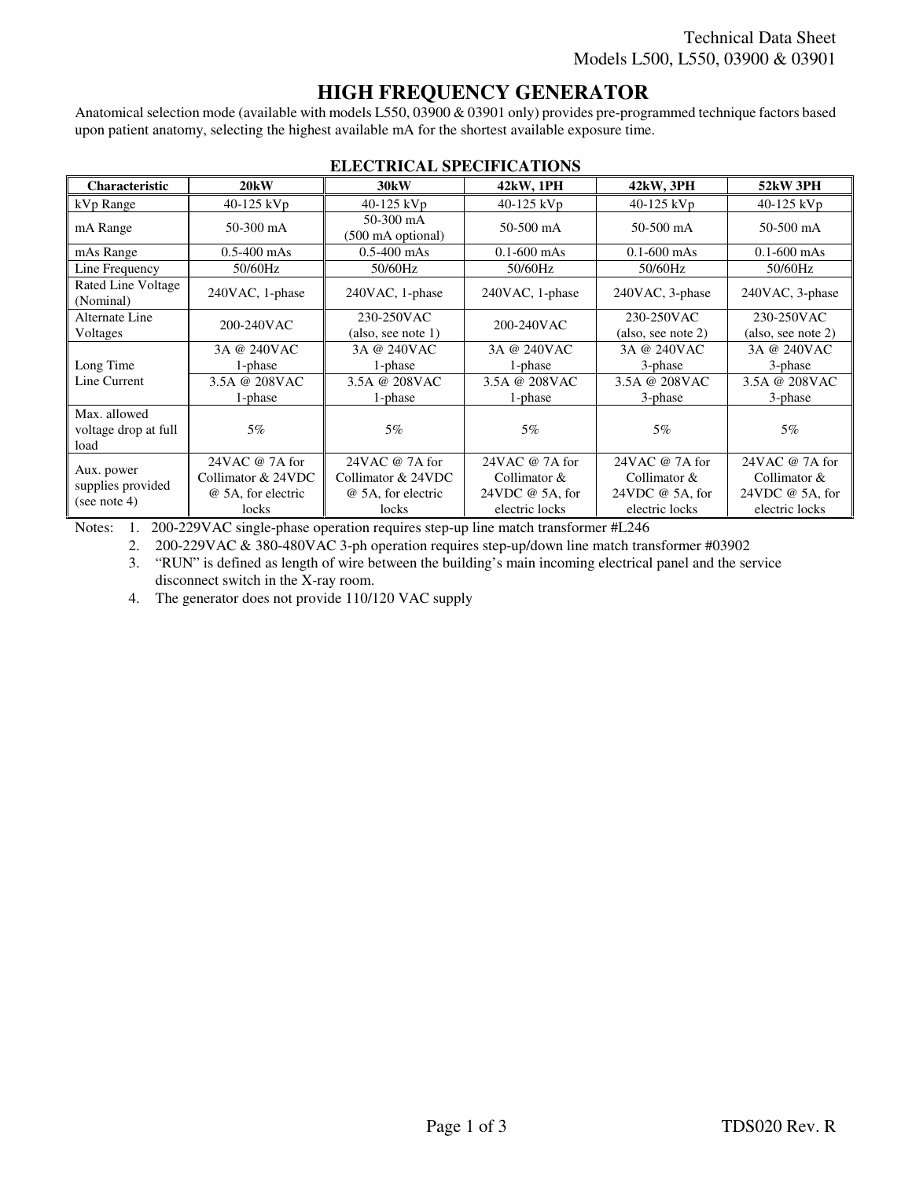# HIGH FREQUENCY GENERATOR

Anatomical selection mode (available with models L550, 03900 & 03901 only) provides pre-programmed technique factors based upon patient anatomy, selecting the highest available mA for the shortest available exposure time.

## ELECTRICAL SPECIFICATIONS

| Characteristic | 20kW | 30kW | 42kW, 1PH | 42kW, 3PH | 52kW 3PH |
|---|---|---|---|---|---|
| kVp Range | 40-125 kVp | 40-125 kVp | 40-125 kVp | 40-125 kVp | 40-125 kVp |
| mA Range | 50-300 mA | 50-300 mA (500 mA optional) | 50-500 mA | 50-500 mA | 50-500 mA |
| mAs Range | 0.5-400 mAs | 0.5-400 mAs | 0.1-600 mAs | 0.1-600 mAs | 0.1-600 mAs |
| Line Frequency | 50/60Hz | 50/60Hz | 50/60Hz | 50/60Hz | 50/60Hz |
| Rated Line Voltage (Nominal) | 240VAC, 1-phase | 240VAC, 1-phase | 240VAC, 1-phase | 240VAC, 3-phase | 240VAC, 3-phase |
| Alternate Line Voltages | 200-240VAC | 230-250VAC (also, see note 1) | 200-240VAC | 230-250VAC (also, see note 2) | 230-250VAC (also, see note 2) |
| Long Time Line Current | 3A @ 240VAC 1-phase | 3A @ 240VAC 1-phase | 3A @ 240VAC 1-phase | 3A @ 240VAC 3-phase | 3A @ 240VAC 3-phase |
| | 3.5A @ 208VAC 1-phase | 3.5A @ 208VAC 1-phase | 3.5A @ 208VAC 1-phase | 3.5A @ 208VAC 3-phase | 3.5A @ 208VAC 3-phase |
| Max. allowed voltage drop at full load | 5% | 5% | 5% | 5% | 5% |
| Aux. power supplies provided (see note 4) | 24VAC @ 7A for Collimator & 24VDC @ 5A, for electric locks | 24VAC @ 7A for Collimator & 24VDC @ 5A, for electric locks | 24VAC @ 7A for Collimator & 24VDC @ 5A, for electric locks | 24VAC @ 7A for Collimator & 24VDC @ 5A, for electric locks | 24VAC @ 7A for Collimator & 24VDC @ 5A, for electric locks |

Notes:

1. 200-229VAC single-phase operation requires step-up line match transformer #L246
2. 200-229VAC & 380-480VAC 3-ph operation requires step-up/down line match transformer #03902
3. "RUN" is defined as length of wire between the building's main incoming electrical panel and the service disconnect switch in the X-ray room.
4. The generator does not provide 110/120 VAC supply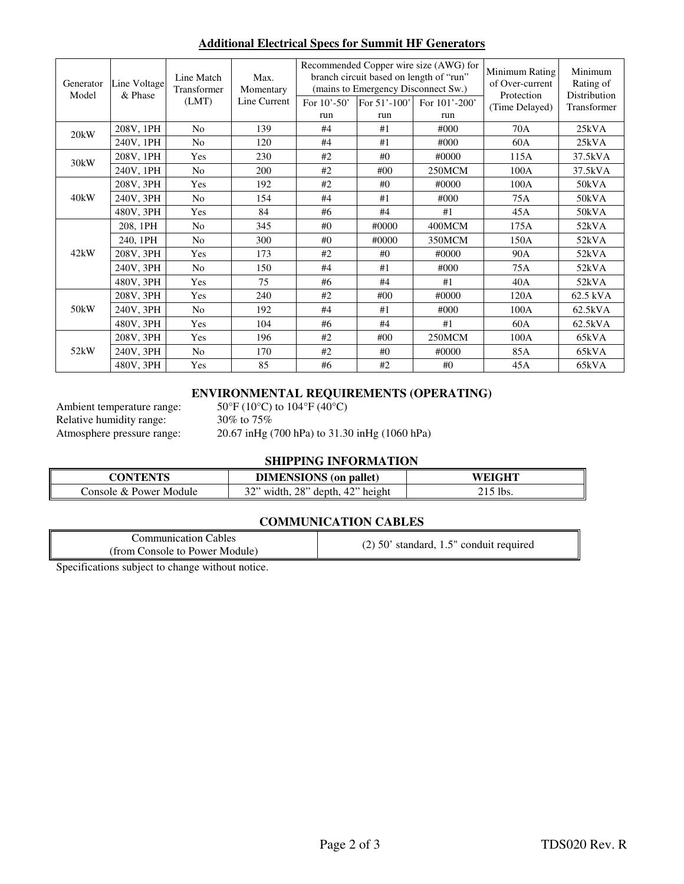## Additional Electrical Specs for Summit HF Generators

| Generator Model | Line Voltage & Phase | Line Match Transformer (LMT) | Max. Momentary Line Current | Recommended Copper wire size (AWG) for branch circuit based on length of "run" (mains to Emergency Disconnect Sw.) | | | Minimum Rating of Over-current Protection (Time Delayed) | Minimum Rating of Distribution Transformer |
|---|---|---|---|---|---|---|---|---|
| | | | | For 10'-50' run | For 51'-100' run | For 101'-200' run | | |
| 20kW | 208V, 1PH | No | 139 | #4 | #1 | #000 | 70A | 25kVA |
| | 240V, 1PH | No | 120 | #4 | #1 | #000 | 60A | 25kVA |
| 30kW | 208V, 1PH | Yes | 230 | #2 | #0 | #0000 | 115A | 37.5kVA |
| | 240V, 1PH | No | 200 | #2 | #00 | 250MCM | 100A | 37.5kVA |
| 40kW | 208V, 3PH | Yes | 192 | #2 | #0 | #0000 | 100A | 50kVA |
| | 240V, 3PH | No | 154 | #4 | #1 | #000 | 75A | 50kVA |
| | 480V, 3PH | Yes | 84 | #6 | #4 | #1 | 45A | 50kVA |
| 42kW | 208, 1PH | No | 345 | #0 | #0000 | 400MCM | 175A | 52kVA |
| | 240, 1PH | No | 300 | #0 | #0000 | 350MCM | 150A | 52kVA |
| | 208V, 3PH | Yes | 173 | #2 | #0 | #0000 | 90A | 52kVA |
| | 240V, 3PH | No | 150 | #4 | #1 | #000 | 75A | 52kVA |
| | 480V, 3PH | Yes | 75 | #6 | #4 | #1 | 40A | 52kVA |
| 50kW | 208V, 3PH | Yes | 240 | #2 | #00 | #0000 | 120A | 62.5 kVA |
| | 240V, 3PH | No | 192 | #4 | #1 | #000 | 100A | 62.5kVA |
| | 480V, 3PH | Yes | 104 | #6 | #4 | #1 | 60A | 62.5kVA |
| 52kW | 208V, 3PH | Yes | 196 | #2 | #00 | 250MCM | 100A | 65kVA |
| | 240V, 3PH | No | 170 | #2 | #0 | #0000 | 85A | 65kVA |
| | 480V, 3PH | Yes | 85 | #6 | #2 | #0 | 45A | 65kVA |

### ENVIRONMENTAL REQUIREMENTS (OPERATING)

Ambient temperature range: 50°F (10°C) to 104°F (40°C)
Relative humidity range: 30% to 75%
Atmosphere pressure range: 20.67 inHg (700 hPa) to 31.30 inHg (1060 hPa)

### SHIPPING INFORMATION

| CONTENTS | DIMENSIONS (on pallet) | WEIGHT |
|---|---|---|
| Console & Power Module | 32" width, 28" depth, 42" height | 215 lbs. |

### COMMUNICATION CABLES

| | |
|---|---|
| Communication Cables (from Console to Power Module) | (2) 50' standard, 1.5" conduit required |

Specifications subject to change without notice.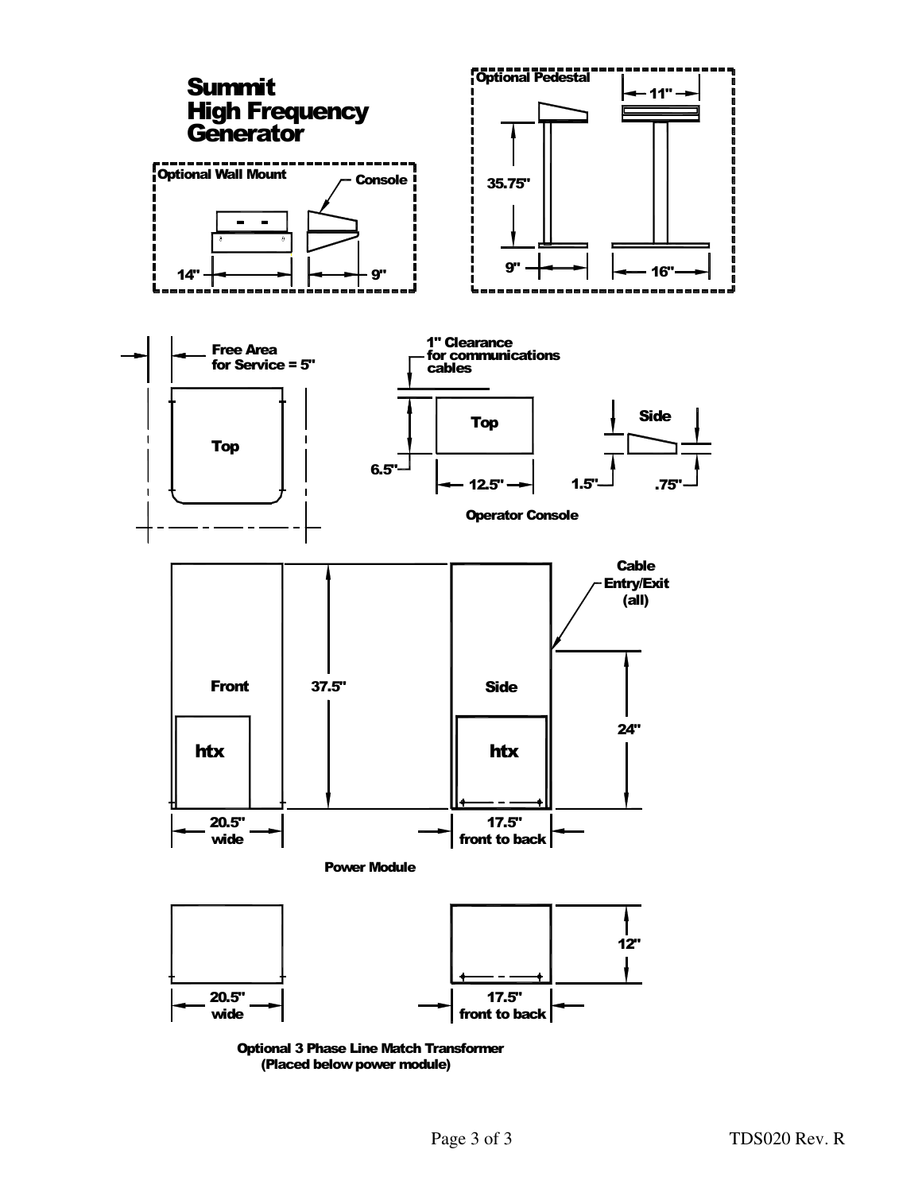# Summit High Frequency Generator

**Optional Wall Mount**

Console

14"

9"

**Optional Pedestal**

11"

35.75"

9"

16"

Free Area for Service = 5"

Top

1" Clearance for communications cables

Top

Side

6.5"

12.5"

1.5"

.75"

**Operator Console**

Cable Entry/Exit (all)

Front

37.5"

Side

htx

htx

24"

20.5" wide

17.5" front to back

**Power Module**

12"

20.5" wide

17.5" front to back

**Optional 3 Phase Line Match Transformer (Placed below power module)**

TDS020 Rev. R